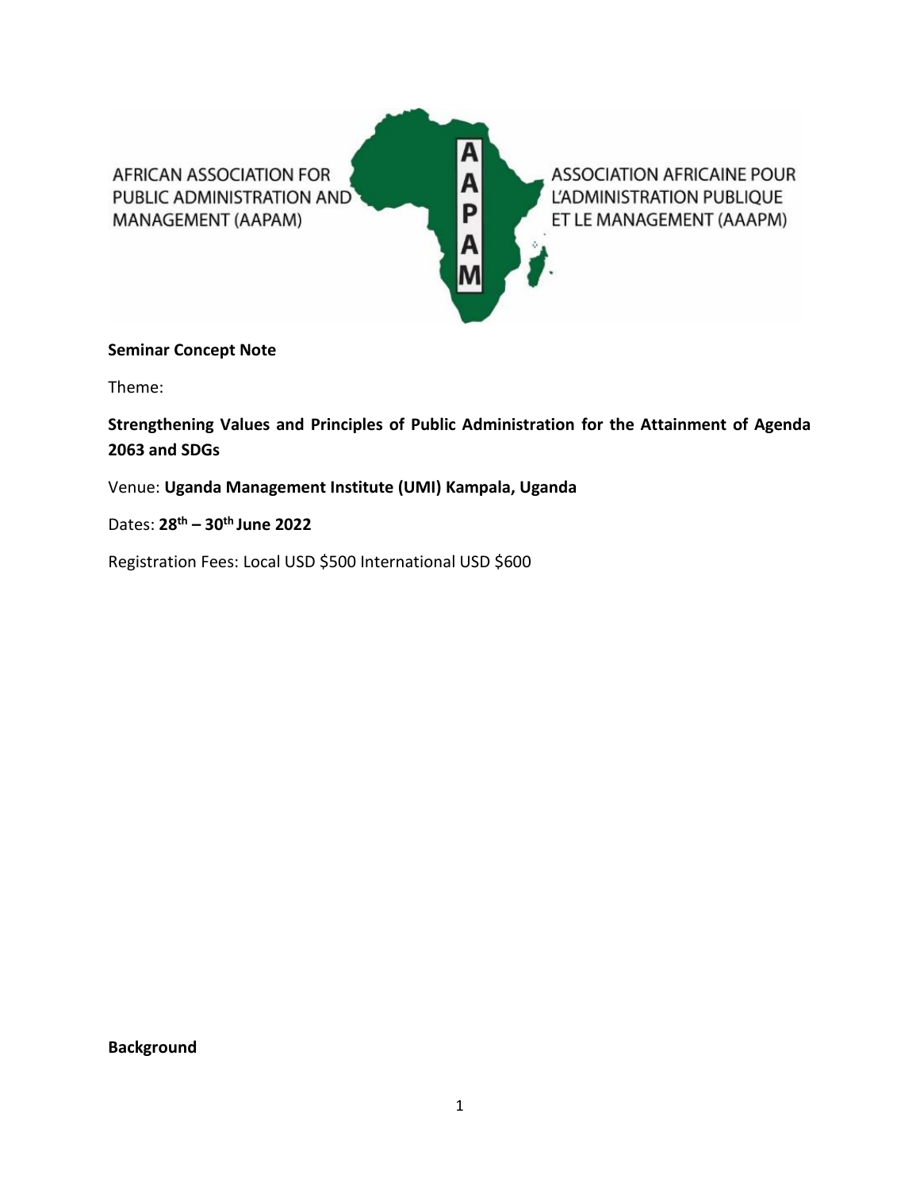AFRICAN ASSOCIATION FOR PUBLIC ADMINISTRATION AND MANAGEMENT (AAPAM)

ASSOCIATION AFRICAINE POUR L'ADMINISTRATION PUBLIQUE ET LE MANAGEMENT (AAAPM)

**Seminar Concept Note**

Theme:

**Strengthening Values and Principles of Public Administration for the Attainment of Agenda 2063 and SDGs**

Venue: **Uganda Management Institute (UMI) Kampala, Uganda**

Dates: **28th – 30th June 2022**

Registration Fees: Local USD $500 International USD $600

**Background**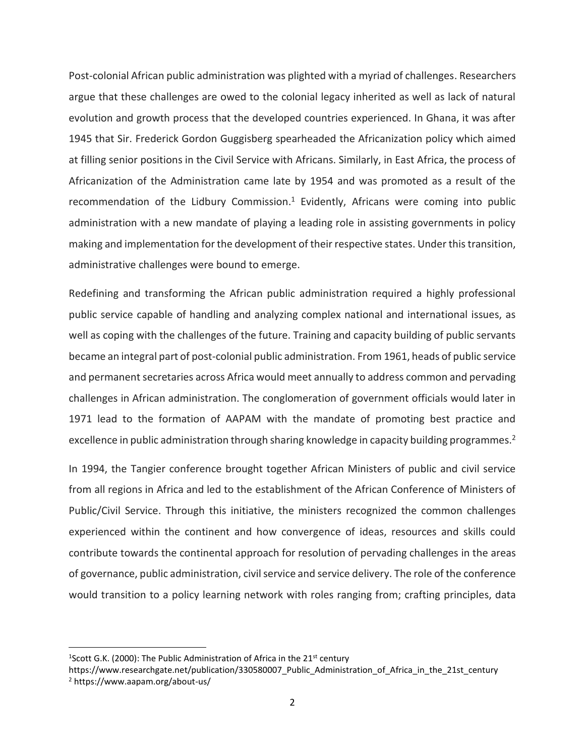Post-colonial African public administration was plighted with a myriad of challenges. Researchers argue that these challenges are owed to the colonial legacy inherited as well as lack of natural evolution and growth process that the developed countries experienced. In Ghana, it was after 1945 that Sir. Frederick Gordon Guggisberg spearheaded the Africanization policy which aimed at filling senior positions in the Civil Service with Africans. Similarly, in East Africa, the process of Africanization of the Administration came late by 1954 and was promoted as a result of the recommendation of the Lidbury Commission.[1] Evidently, Africans were coming into public administration with a new mandate of playing a leading role in assisting governments in policy making and implementation for the development of their respective states. Under this transition, administrative challenges were bound to emerge.

Redefining and transforming the African public administration required a highly professional public service capable of handling and analyzing complex national and international issues, as well as coping with the challenges of the future. Training and capacity building of public servants became an integral part of post-colonial public administration. From 1961, heads of public service and permanent secretaries across Africa would meet annually to address common and pervading challenges in African administration. The conglomeration of government officials would later in 1971 lead to the formation of AAPAM with the mandate of promoting best practice and excellence in public administration through sharing knowledge in capacity building programmes.[2]

In 1994, the Tangier conference brought together African Ministers of public and civil service from all regions in Africa and led to the establishment of the African Conference of Ministers of Public/Civil Service. Through this initiative, the ministers recognized the common challenges experienced within the continent and how convergence of ideas, resources and skills could contribute towards the continental approach for resolution of pervading challenges in the areas of governance, public administration, civil service and service delivery. The role of the conference would transition to a policy learning network with roles ranging from; crafting principles, data

---

[1] Scott G.K. (2000): The Public Administration of Africa in the 21st century https://www.researchgate.net/publication/330580007_Public_Administration_of_Africa_in_the_21st_century

[2] https://www.aapam.org/about-us/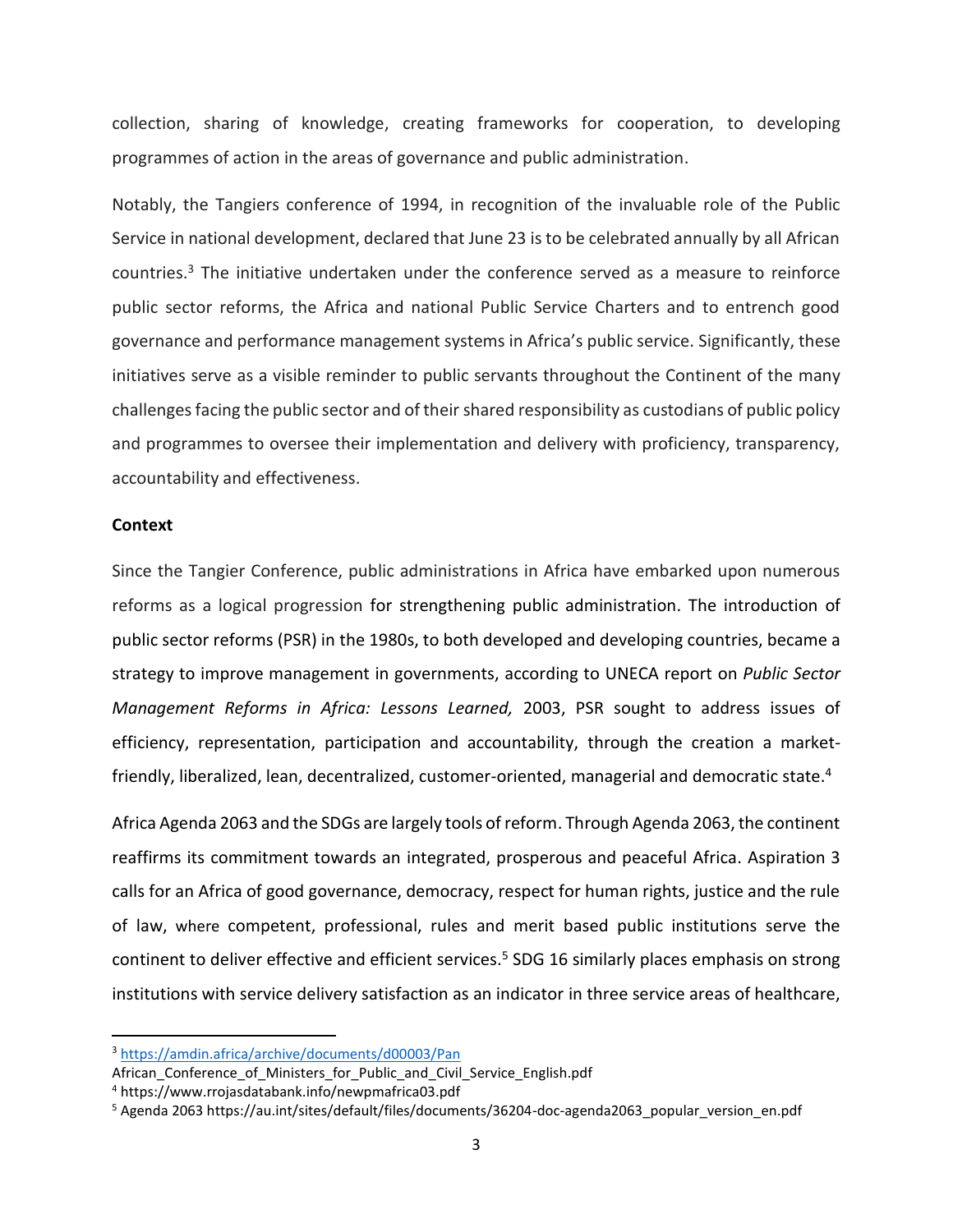collection, sharing of knowledge, creating frameworks for cooperation, to developing programmes of action in the areas of governance and public administration.

Notably, the Tangiers conference of 1994, in recognition of the invaluable role of the Public Service in national development, declared that June 23 is to be celebrated annually by all African countries.[3] The initiative undertaken under the conference served as a measure to reinforce public sector reforms, the Africa and national Public Service Charters and to entrench good governance and performance management systems in Africa's public service. Significantly, these initiatives serve as a visible reminder to public servants throughout the Continent of the many challenges facing the public sector and of their shared responsibility as custodians of public policy and programmes to oversee their implementation and delivery with proficiency, transparency, accountability and effectiveness.

**Context**

Since the Tangier Conference, public administrations in Africa have embarked upon numerous reforms as a logical progression for strengthening public administration. The introduction of public sector reforms (PSR) in the 1980s, to both developed and developing countries, became a strategy to improve management in governments, according to UNECA report on *Public Sector Management Reforms in Africa: Lessons Learned,* 2003, PSR sought to address issues of efficiency, representation, participation and accountability, through the creation a market-friendly, liberalized, lean, decentralized, customer-oriented, managerial and democratic state.[4]

Africa Agenda 2063 and the SDGs are largely tools of reform. Through Agenda 2063, the continent reaffirms its commitment towards an integrated, prosperous and peaceful Africa. Aspiration 3 calls for an Africa of good governance, democracy, respect for human rights, justice and the rule of law, where competent, professional, rules and merit based public institutions serve the continent to deliver effective and efficient services.[5] SDG 16 similarly places emphasis on strong institutions with service delivery satisfaction as an indicator in three service areas of healthcare,

---

[3] https://amdin.africa/archive/documents/d00003/Pan African_Conference_of_Ministers_for_Public_and_Civil_Service_English.pdf

[4] https://www.rrojasdatabank.info/newpmafrica03.pdf

[5] Agenda 2063 https://au.int/sites/default/files/documents/36204-doc-agenda2063_popular_version_en.pdf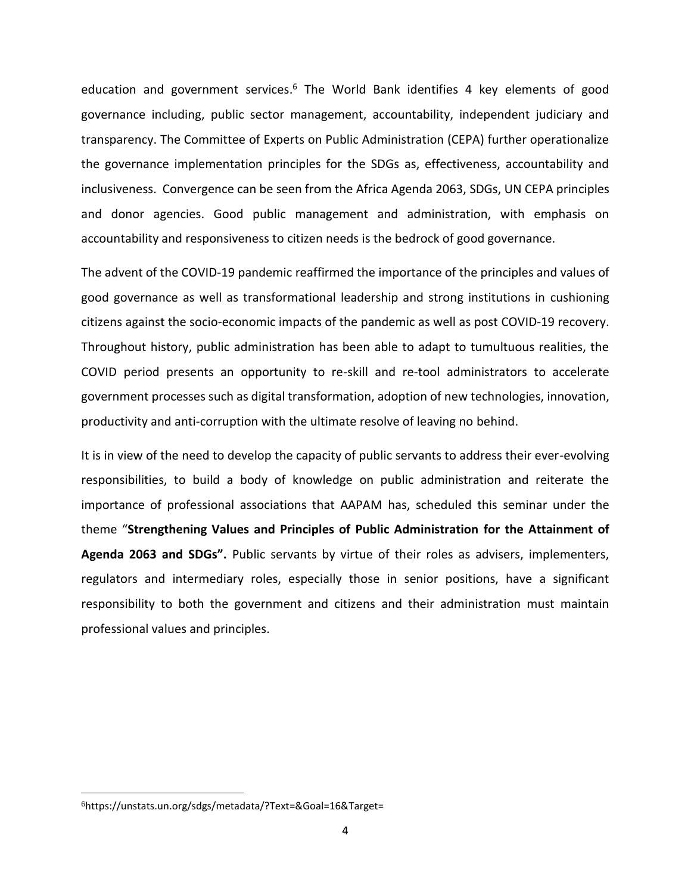education and government services.[6] The World Bank identifies 4 key elements of good governance including, public sector management, accountability, independent judiciary and transparency. The Committee of Experts on Public Administration (CEPA) further operationalize the governance implementation principles for the SDGs as, effectiveness, accountability and inclusiveness. Convergence can be seen from the Africa Agenda 2063, SDGs, UN CEPA principles and donor agencies. Good public management and administration, with emphasis on accountability and responsiveness to citizen needs is the bedrock of good governance.

The advent of the COVID-19 pandemic reaffirmed the importance of the principles and values of good governance as well as transformational leadership and strong institutions in cushioning citizens against the socio-economic impacts of the pandemic as well as post COVID-19 recovery. Throughout history, public administration has been able to adapt to tumultuous realities, the COVID period presents an opportunity to re-skill and re-tool administrators to accelerate government processes such as digital transformation, adoption of new technologies, innovation, productivity and anti-corruption with the ultimate resolve of leaving no behind.

It is in view of the need to develop the capacity of public servants to address their ever-evolving responsibilities, to build a body of knowledge on public administration and reiterate the importance of professional associations that AAPAM has, scheduled this seminar under the theme "**Strengthening Values and Principles of Public Administration for the Attainment of Agenda 2063 and SDGs".** Public servants by virtue of their roles as advisers, implementers, regulators and intermediary roles, especially those in senior positions, have a significant responsibility to both the government and citizens and their administration must maintain professional values and principles.

---

[6] https://unstats.un.org/sdgs/metadata/?Text=&Goal=16&Target=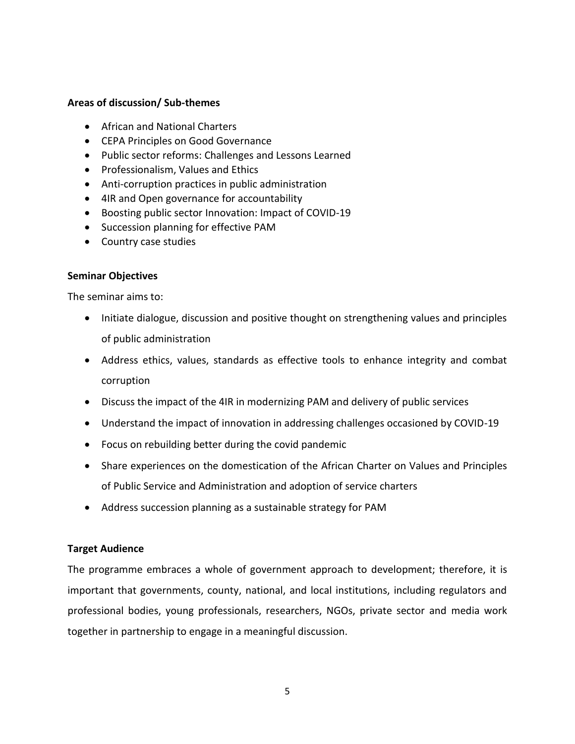**Areas of discussion/ Sub-themes**

- African and National Charters
- CEPA Principles on Good Governance
- Public sector reforms: Challenges and Lessons Learned
- Professionalism, Values and Ethics
- Anti-corruption practices in public administration
- 4IR and Open governance for accountability
- Boosting public sector Innovation: Impact of COVID-19
- Succession planning for effective PAM
- Country case studies

**Seminar Objectives**

The seminar aims to:

- Initiate dialogue, discussion and positive thought on strengthening values and principles of public administration
- Address ethics, values, standards as effective tools to enhance integrity and combat corruption
- Discuss the impact of the 4IR in modernizing PAM and delivery of public services
- Understand the impact of innovation in addressing challenges occasioned by COVID-19
- Focus on rebuilding better during the covid pandemic
- Share experiences on the domestication of the African Charter on Values and Principles of Public Service and Administration and adoption of service charters
- Address succession planning as a sustainable strategy for PAM

**Target Audience**

The programme embraces a whole of government approach to development; therefore, it is important that governments, county, national, and local institutions, including regulators and professional bodies, young professionals, researchers, NGOs, private sector and media work together in partnership to engage in a meaningful discussion.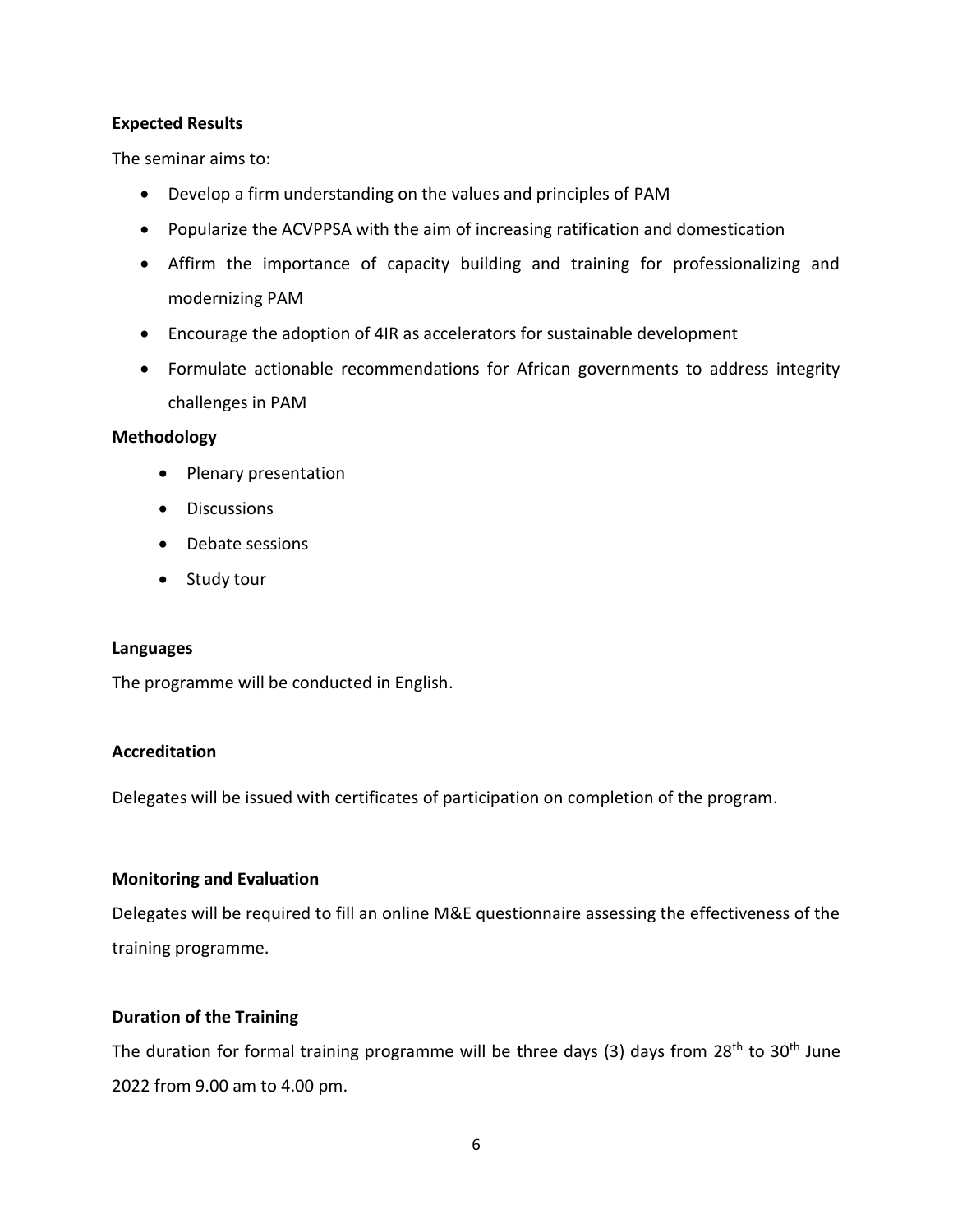**Expected Results**

The seminar aims to:

- Develop a firm understanding on the values and principles of PAM
- Popularize the ACVPPSA with the aim of increasing ratification and domestication
- Affirm the importance of capacity building and training for professionalizing and modernizing PAM
- Encourage the adoption of 4IR as accelerators for sustainable development
- Formulate actionable recommendations for African governments to address integrity challenges in PAM

**Methodology**

- Plenary presentation
- Discussions
- Debate sessions
- Study tour

**Languages**

The programme will be conducted in English.

**Accreditation**

Delegates will be issued with certificates of participation on completion of the program.

**Monitoring and Evaluation**

Delegates will be required to fill an online M&E questionnaire assessing the effectiveness of the training programme.

**Duration of the Training**

The duration for formal training programme will be three days (3) days from 28th to 30th June 2022 from 9.00 am to 4.00 pm.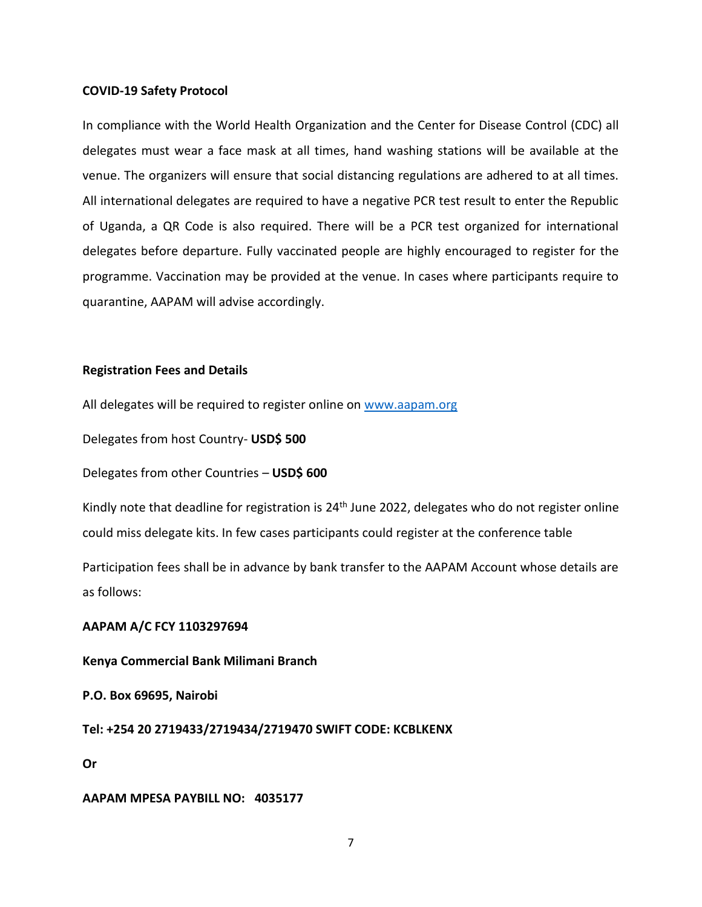**COVID-19 Safety Protocol**

In compliance with the World Health Organization and the Center for Disease Control (CDC) all delegates must wear a face mask at all times, hand washing stations will be available at the venue. The organizers will ensure that social distancing regulations are adhered to at all times. All international delegates are required to have a negative PCR test result to enter the Republic of Uganda, a QR Code is also required. There will be a PCR test organized for international delegates before departure. Fully vaccinated people are highly encouraged to register for the programme. Vaccination may be provided at the venue. In cases where participants require to quarantine, AAPAM will advise accordingly.

**Registration Fees and Details**

All delegates will be required to register online on [www.aapam.org](http://www.aapam.org)

Delegates from host Country- **USD$ 500**

Delegates from other Countries – **USD$ 600**

Kindly note that deadline for registration is 24th June 2022, delegates who do not register online could miss delegate kits. In few cases participants could register at the conference table

Participation fees shall be in advance by bank transfer to the AAPAM Account whose details are as follows:

**AAPAM A/C FCY 1103297694**

**Kenya Commercial Bank Milimani Branch**

**P.O. Box 69695, Nairobi**

**Tel: +254 20 2719433/2719434/2719470 SWIFT CODE: KCBLKENX**

**Or**

**AAPAM MPESA PAYBILL NO: 4035177**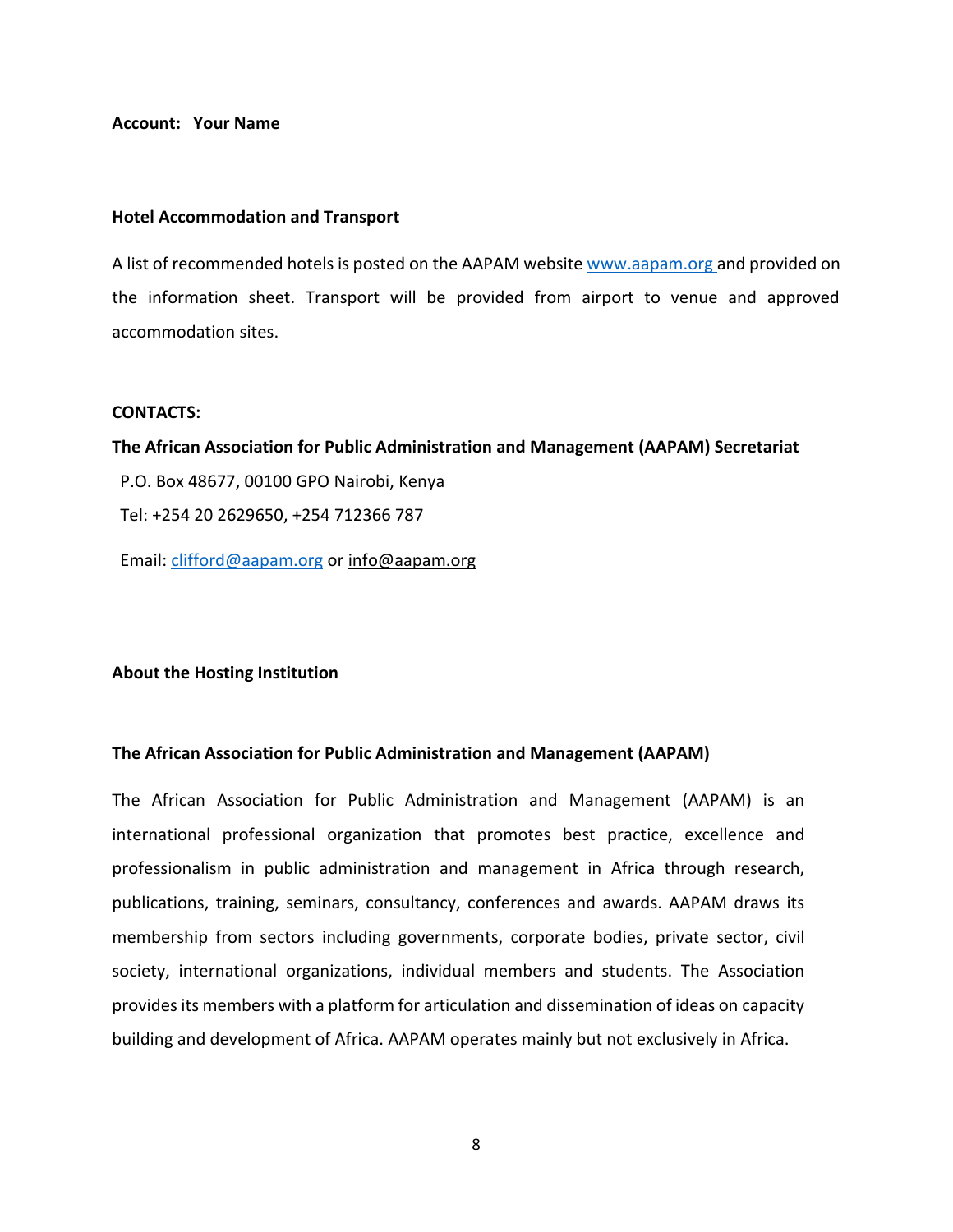**Account: Your Name**

**Hotel Accommodation and Transport**

A list of recommended hotels is posted on the AAPAM website www.aapam.org and provided on the information sheet. Transport will be provided from airport to venue and approved accommodation sites.

**CONTACTS:**

**The African Association for Public Administration and Management (AAPAM) Secretariat**

P.O. Box 48677, 00100 GPO Nairobi, Kenya

Tel: +254 20 2629650, +254 712366 787

Email: clifford@aapam.org or info@aapam.org

**About the Hosting Institution**

**The African Association for Public Administration and Management (AAPAM)**

The African Association for Public Administration and Management (AAPAM) is an international professional organization that promotes best practice, excellence and professionalism in public administration and management in Africa through research, publications, training, seminars, consultancy, conferences and awards. AAPAM draws its membership from sectors including governments, corporate bodies, private sector, civil society, international organizations, individual members and students. The Association provides its members with a platform for articulation and dissemination of ideas on capacity building and development of Africa. AAPAM operates mainly but not exclusively in Africa.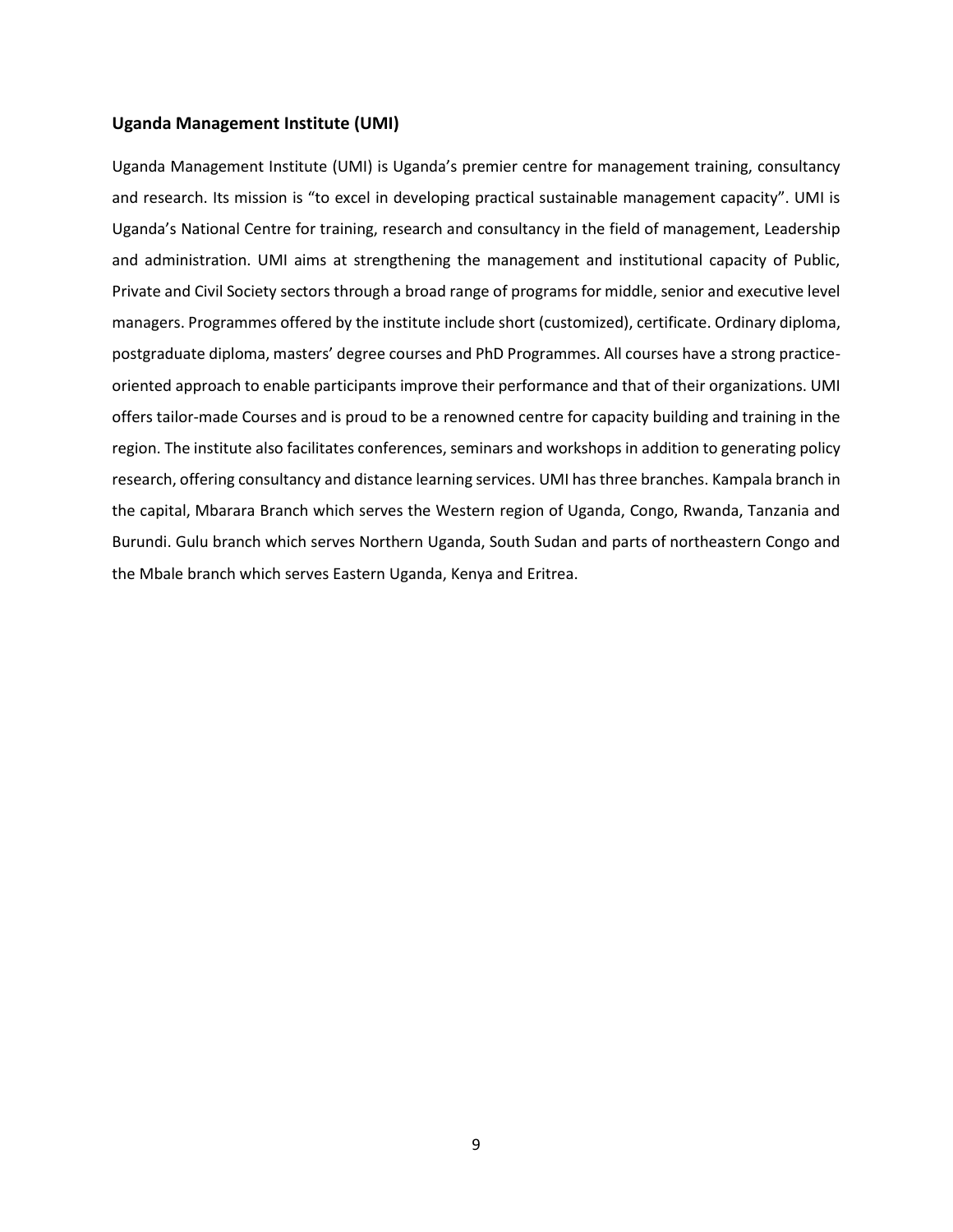## Uganda Management Institute (UMI)

Uganda Management Institute (UMI) is Uganda's premier centre for management training, consultancy and research. Its mission is "to excel in developing practical sustainable management capacity". UMI is Uganda's National Centre for training, research and consultancy in the field of management, Leadership and administration. UMI aims at strengthening the management and institutional capacity of Public, Private and Civil Society sectors through a broad range of programs for middle, senior and executive level managers. Programmes offered by the institute include short (customized), certificate. Ordinary diploma, postgraduate diploma, masters' degree courses and PhD Programmes. All courses have a strong practice-oriented approach to enable participants improve their performance and that of their organizations. UMI offers tailor-made Courses and is proud to be a renowned centre for capacity building and training in the region. The institute also facilitates conferences, seminars and workshops in addition to generating policy research, offering consultancy and distance learning services. UMI has three branches. Kampala branch in the capital, Mbarara Branch which serves the Western region of Uganda, Congo, Rwanda, Tanzania and Burundi. Gulu branch which serves Northern Uganda, South Sudan and parts of northeastern Congo and the Mbale branch which serves Eastern Uganda, Kenya and Eritrea.